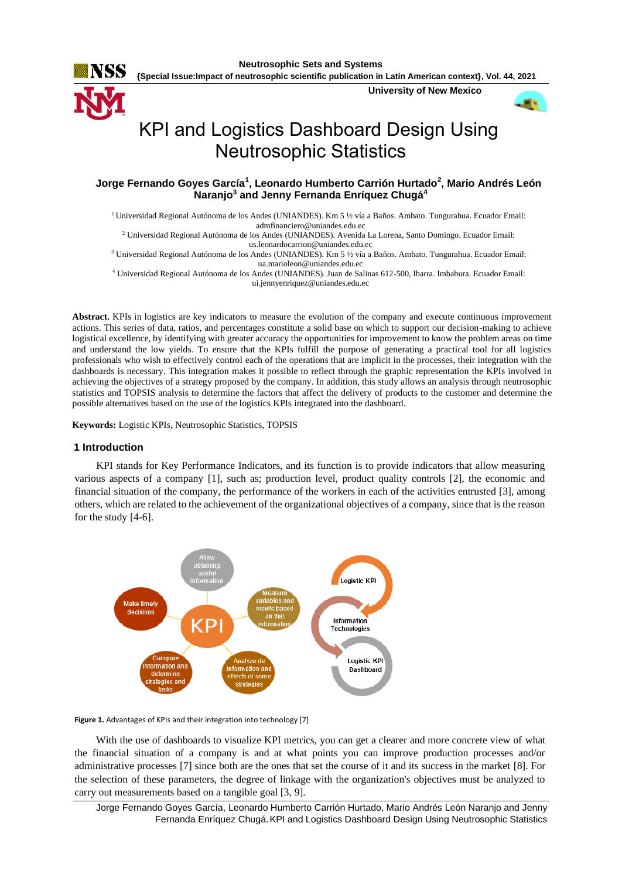# KPI and Logistics Dashboard Design Using Neutrosophic Statistics

**Jorge Fernando Goyes García[1], Leonardo Humberto Carrión Hurtado[2], Mario Andrés León Naranjo[3] and Jenny Fernanda Enríquez Chugá[4]**

[1] Universidad Regional Autónoma de los Andes (UNIANDES). Km 5 ½ vía a Baños. Ambato. Tungurahua. Ecuador Email: admfinanciero@uniandes.edu.ec

[2] Universidad Regional Autónoma de los Andes (UNIANDES). Avenida La Lorena, Santo Domingo. Ecuador Email: us.leonardocarrion@uniandes.edu.ec

[3] Universidad Regional Autónoma de los Andes (UNIANDES). Km 5 ½ vía a Baños. Ambato. Tungurahua. Ecuador Email: ua.marioleon@uniandes.edu.ec

[4] Universidad Regional Autónoma de los Andes (UNIANDES). Juan de Salinas 612-500, Ibarra. Imbabura. Ecuador Email: ui.jennyenriquez@uniandes.edu.ec

**Abstract.** KPIs in logistics are key indicators to measure the evolution of the company and execute continuous improvement actions. This series of data, ratios, and percentages constitute a solid base on which to support our decision-making to achieve logistical excellence, by identifying with greater accuracy the opportunities for improvement to know the problem areas on time and understand the low yields. To ensure that the KPIs fulfill the purpose of generating a practical tool for all logistics professionals who wish to effectively control each of the operations that are implicit in the processes, their integration with the dashboards is necessary. This integration makes it possible to reflect through the graphic representation the KPIs involved in achieving the objectives of a strategy proposed by the company. In addition, this study allows an analysis through neutrosophic statistics and TOPSIS analysis to determine the factors that affect the delivery of products to the customer and determine the possible alternatives based on the use of the logistics KPIs integrated into the dashboard.

**Keywords:** Logistic KPIs, Neutrosophic Statistics, TOPSIS

## 1 Introduction

KPI stands for Key Performance Indicators, and its function is to provide indicators that allow measuring various aspects of a company [1], such as; production level, product quality controls [2], the economic and financial situation of the company, the performance of the workers in each of the activities entrusted [3], among others, which are related to the achievement of the organizational objectives of a company, since that is the reason for the study [4-6].

**Figure 1.** Advantages of KPIs and their integration into technology [7]

With the use of dashboards to visualize KPI metrics, you can get a clearer and more concrete view of what the financial situation of a company is and at what points you can improve production processes and/or administrative processes [7] since both are the ones that set the course of it and its success in the market [8]. For the selection of these parameters, the degree of linkage with the organization's objectives must be analyzed to carry out measurements based on a tangible goal [3, 9].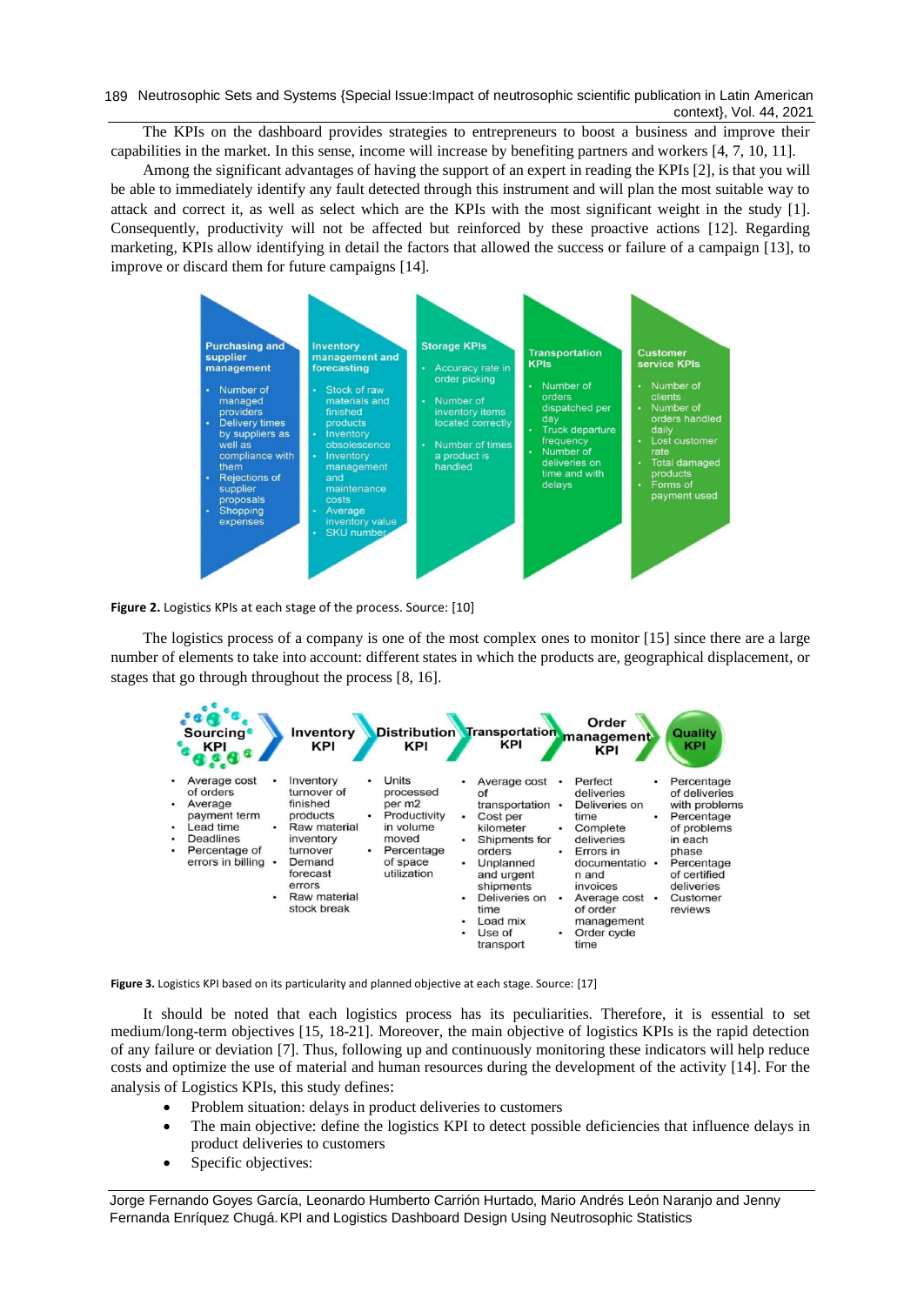The KPIs on the dashboard provides strategies to entrepreneurs to boost a business and improve their capabilities in the market. In this sense, income will increase by benefiting partners and workers [4, 7, 10, 11].

Among the significant advantages of having the support of an expert in reading the KPIs [2], is that you will be able to immediately identify any fault detected through this instrument and will plan the most suitable way to attack and correct it, as well as select which are the KPIs with the most significant weight in the study [1]. Consequently, productivity will not be affected but reinforced by these proactive actions [12]. Regarding marketing, KPIs allow identifying in detail the factors that allowed the success or failure of a campaign [13], to improve or discard them for future campaigns [14].

| Purchasing and supplier management | Inventory management and forecasting | Storage KPIs | Transportation KPIs | Customer service KPIs |
|---|---|---|---|---|
| • Number of managed providers<br>• Delivery times by suppliers as well as compliance with them<br>• Rejections of supplier proposals<br>• Shopping expenses | • Stock of raw materials and finished products<br>• Inventory obsolescence<br>• Inventory management and maintenance costs<br>• Average inventory value<br>• SKU number | • Accuracy rate in order picking<br>• Number of inventory items located correctly<br>• Number of times a product is handled | • Number of orders dispatched per day<br>• Truck departure frequency<br>• Number of deliveries on time and with delays | • Number of clients<br>• Number of orders handled daily<br>• Lost customer rate<br>• Total damaged products<br>• Forms of payment used |

**Figure 2.** Logistics KPIs at each stage of the process. Source: [10]

The logistics process of a company is one of the most complex ones to monitor [15] since there are a large number of elements to take into account: different states in which the products are, geographical displacement, or stages that go through throughout the process [8, 16].

| Sourcing KPI | Inventory KPI | Distribution KPI | Transportation KPI | Order management KPI | Quality KPI |
|---|---|---|---|---|---|
| • Average cost of orders<br>• Average payment term<br>• Lead time<br>• Deadlines<br>• Percentage of errors in billing | • Inventory turnover of finished products<br>• Raw material inventory turnover<br>• Demand forecast errors<br>• Raw material stock break | • Units processed per m2<br>• Productivity in volume moved<br>• Percentage of space utilization | • Average cost of transportation<br>• Cost per kilometer<br>• Shipments for orders<br>• Unplanned and urgent shipments<br>• Deliveries on time<br>• Load mix<br>• Use of transport | • Perfect deliveries<br>• Deliveries on time<br>• Complete deliveries<br>• Errors in documentation and invoices<br>• Average cost of order management<br>• Order cycle time | • Percentage of deliveries with problems<br>• Percentage of problems in each phase<br>• Percentage of certified deliveries<br>• Customer reviews |

**Figure 3.** Logistics KPI based on its particularity and planned objective at each stage. Source: [17]

It should be noted that each logistics process has its peculiarities. Therefore, it is essential to set medium/long-term objectives [15, 18-21]. Moreover, the main objective of logistics KPIs is the rapid detection of any failure or deviation [7]. Thus, following up and continuously monitoring these indicators will help reduce costs and optimize the use of material and human resources during the development of the activity [14]. For the analysis of Logistics KPIs, this study defines:

- Problem situation: delays in product deliveries to customers
- The main objective: define the logistics KPI to detect possible deficiencies that influence delays in product deliveries to customers
- Specific objectives: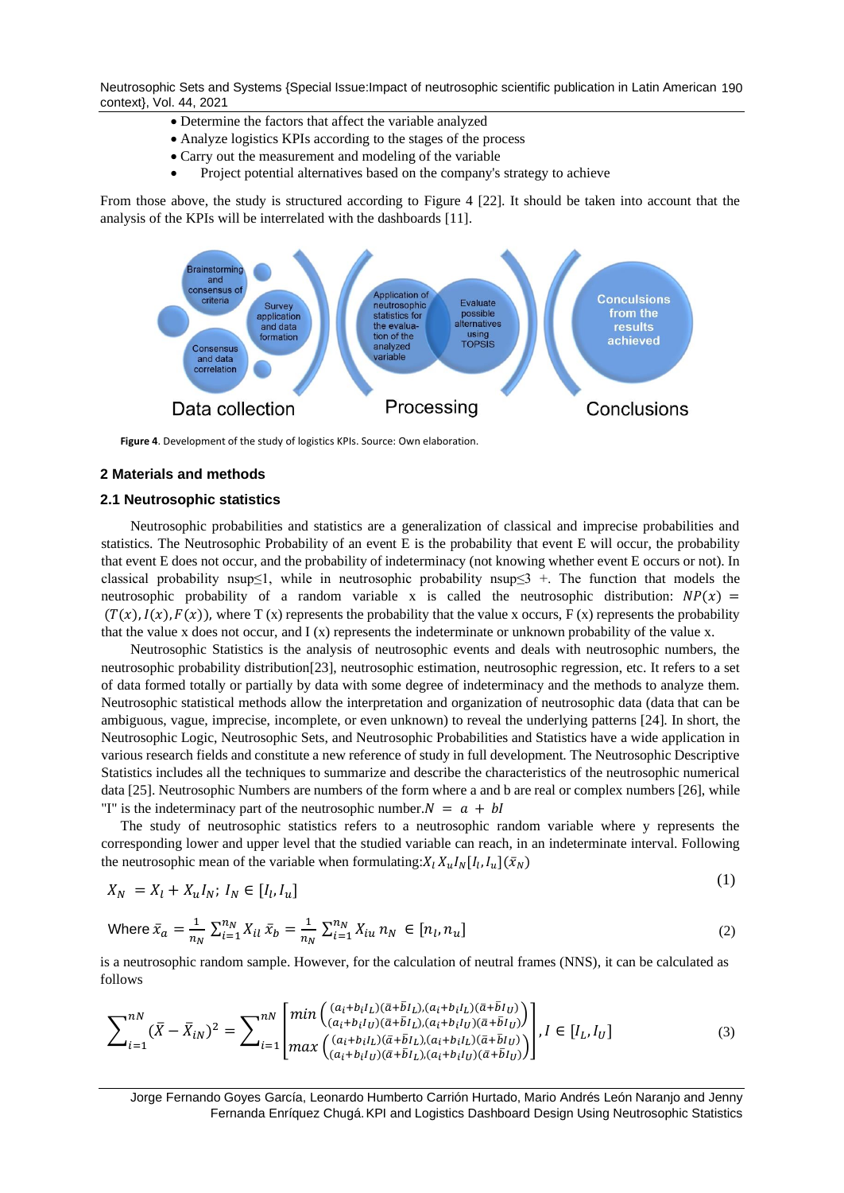- Determine the factors that affect the variable analyzed
- Analyze logistics KPIs according to the stages of the process
- Carry out the measurement and modeling of the variable
- Project potential alternatives based on the company's strategy to achieve

From those above, the study is structured according to Figure 4 [22]. It should be taken into account that the analysis of the KPIs will be interrelated with the dashboards [11].

Brainstorming and consensus of criteria | Survey application and data formation | Consensus and data correlation | Data collection | Application of neutrosophic statistics for the evaluation of the analyzed variable | Evaluate possible alternatives using TOPSIS | Processing | Conculsions from the results achieved | Conclusions

**Figure 4**. Development of the study of logistics KPIs. Source: Own elaboration.

## 2 Materials and methods

### 2.1 Neutrosophic statistics

Neutrosophic probabilities and statistics are a generalization of classical and imprecise probabilities and statistics. The Neutrosophic Probability of an event E is the probability that event E will occur, the probability that event E does not occur, and the probability of indeterminacy (not knowing whether event E occurs or not). In classical probability nsup≤1, while in neutrosophic probability nsup≤3 +. The function that models the neutrosophic probability of a random variable x is called the neutrosophic distribution: $NP(x) = (T(x), I(x), F(x))$, where T (x) represents the probability that the value x occurs, F (x) represents the probability that the value x does not occur, and I (x) represents the indeterminate or unknown probability of the value x.

Neutrosophic Statistics is the analysis of neutrosophic events and deals with neutrosophic numbers, the neutrosophic probability distribution[23], neutrosophic estimation, neutrosophic regression, etc. It refers to a set of data formed totally or partially by data with some degree of indeterminacy and the methods to analyze them. Neutrosophic statistical methods allow the interpretation and organization of neutrosophic data (data that can be ambiguous, vague, imprecise, incomplete, or even unknown) to reveal the underlying patterns [24]. In short, the Neutrosophic Logic, Neutrosophic Sets, and Neutrosophic Probabilities and Statistics have a wide application in various research fields and constitute a new reference of study in full development. The Neutrosophic Descriptive Statistics includes all the techniques to summarize and describe the characteristics of the neutrosophic numerical data [25]. Neutrosophic Numbers are numbers of the form where a and b are real or complex numbers [26], while "I" is the indeterminacy part of the neutrosophic number.$N = a + bI$

The study of neutrosophic statistics refers to a neutrosophic random variable where y represents the corresponding lower and upper level that the studied variable can reach, in an indeterminate interval. Following the neutrosophic mean of the variable when formulating:$X_l\, X_u I_N [I_l, I_u] (\bar{x}_N)$

$$X_N = X_l + X_u I_N;\ I_N \in [I_l, I_u] \tag{1}$$

$$\text{Where } \bar{x}_a = \frac{1}{n_N}\sum_{i=1}^{n_N} X_{il}\ \bar{x}_b = \frac{1}{n_N}\sum_{i=1}^{n_N} X_{iu}\ n_N \in [n_l, n_u] \tag{2}$$

is a neutrosophic random sample. However, for the calculation of neutral frames (NNS), it can be calculated as follows

$$\sum_{i=1}^{nN} (\bar{X} - \bar{X}_{iN})^2 = \sum_{i=1}^{nN} \begin{bmatrix} min\begin{pmatrix} (a_i+b_iI_L)(\bar{a}+\bar{b}I_L), (a_i+b_iI_L)(\bar{a}+\bar{b}I_U) \\ (a_i+b_iI_U)(\bar{a}+\bar{b}I_L), (a_i+b_iI_U)(\bar{a}+\bar{b}I_U) \end{pmatrix} \\ max\begin{pmatrix} (a_i+b_iI_L)(\bar{a}+\bar{b}I_L), (a_i+b_iI_L)(\bar{a}+\bar{b}I_U) \\ (a_i+b_iI_U)(\bar{a}+\bar{b}I_L), (a_i+b_iI_U)(\bar{a}+\bar{b}I_U) \end{pmatrix} \end{bmatrix}, I \in [I_L, I_U] \tag{3}$$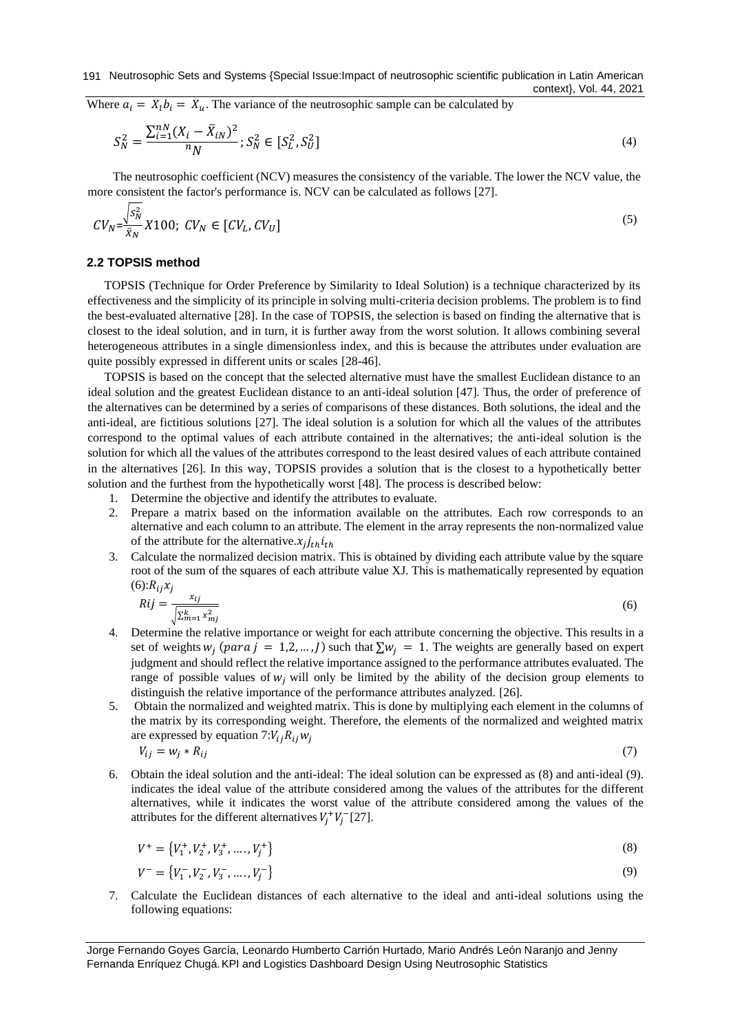Where $a_i = X_l b_i = X_u$. The variance of the neutrosophic sample can be calculated by

$$S_N^2 = \frac{\sum_{i=1}^{nN}(X_i - \bar{X}_{iN})^2}{{}^{n}N}; S_N^2 \in [S_L^2, S_U^2] \tag{4}$$

The neutrosophic coefficient (NCV) measures the consistency of the variable. The lower the NCV value, the more consistent the factor's performance is. NCV can be calculated as follows [27].

$$CV_N = \frac{\sqrt{S_N^2}}{\bar{X}_N} X100;\ CV_N \in [CV_L, CV_U] \tag{5}$$

### 2.2 TOPSIS method

TOPSIS (Technique for Order Preference by Similarity to Ideal Solution) is a technique characterized by its effectiveness and the simplicity of its principle in solving multi-criteria decision problems. The problem is to find the best-evaluated alternative [28]. In the case of TOPSIS, the selection is based on finding the alternative that is closest to the ideal solution, and in turn, it is further away from the worst solution. It allows combining several heterogeneous attributes in a single dimensionless index, and this is because the attributes under evaluation are quite possibly expressed in different units or scales [28-46].

TOPSIS is based on the concept that the selected alternative must have the smallest Euclidean distance to an ideal solution and the greatest Euclidean distance to an anti-ideal solution [47]. Thus, the order of preference of the alternatives can be determined by a series of comparisons of these distances. Both solutions, the ideal and the anti-ideal, are fictitious solutions [27]. The ideal solution is a solution for which all the values of the attributes correspond to the optimal values of each attribute contained in the alternatives; the anti-ideal solution is the solution for which all the values of the attributes correspond to the least desired values of each attribute contained in the alternatives [26]. In this way, TOPSIS provides a solution that is the closest to a hypothetically better solution and the furthest from the hypothetically worst [48]. The process is described below:

1. Determine the objective and identify the attributes to evaluate.
2. Prepare a matrix based on the information available on the attributes. Each row corresponds to an alternative and each column to an attribute. The element in the array represents the non-normalized value of the attribute for the alternative.$x_j j_{th} i_{th}$
3. Calculate the normalized decision matrix. This is obtained by dividing each attribute value by the square root of the sum of the squares of each attribute value XJ. This is mathematically represented by equation (6):$R_{ij} x_j$

$$Rij = \frac{x_{ij}}{\sqrt{\sum_{m=1}^{k} x_{mj}^2}} \tag{6}$$

4. Determine the relative importance or weight for each attribute concerning the objective. This results in a set of weights $w_j$ $(para\ j = 1,2,\dots,J)$ such that $\sum w_j = 1$. The weights are generally based on expert judgment and should reflect the relative importance assigned to the performance attributes evaluated. The range of possible values of $w_j$ will only be limited by the ability of the decision group elements to distinguish the relative importance of the performance attributes analyzed. [26].
5. Obtain the normalized and weighted matrix. This is done by multiplying each element in the columns of the matrix by its corresponding weight. Therefore, the elements of the normalized and weighted matrix are expressed by equation 7:$V_{ij} R_{ij} w_j$

$$V_{ij} = w_j * R_{ij} \tag{7}$$

6. Obtain the ideal solution and the anti-ideal: The ideal solution can be expressed as (8) and anti-ideal (9). indicates the ideal value of the attribute considered among the values of the attributes for the different alternatives, while it indicates the worst value of the attribute considered among the values of the attributes for the different alternatives $V_j^+ V_j^-$ [27].

$$V^+ = \{V_1^+, V_2^+, V_3^+, \dots, V_j^+\} \tag{8}$$

$$V^- = \{V_1^-, V_2^-, V_3^-, \dots, V_j^-\} \tag{9}$$

7. Calculate the Euclidean distances of each alternative to the ideal and anti-ideal solutions using the following equations: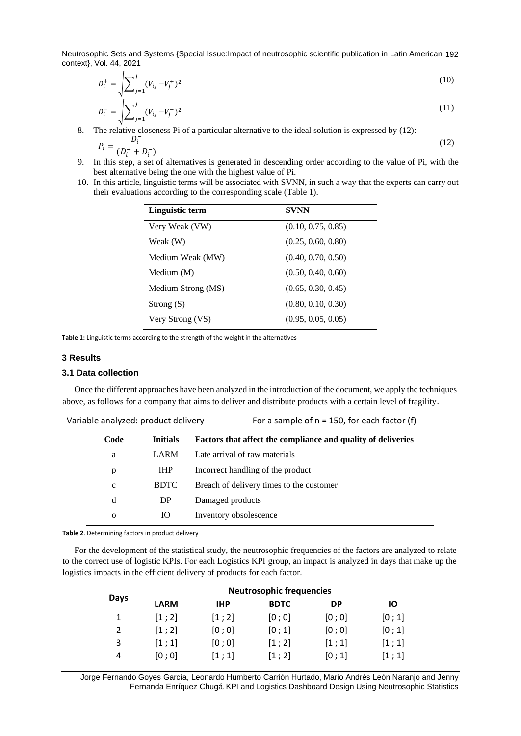$$D_i^+ = \sqrt{\sum_{j=1}^{j} (V_{ij} - V_j^+)^2} \quad (10)$$

$$D_i^- = \sqrt{\sum_{j=1}^{j} (V_{ij} - V_j^-)^2} \quad (11)$$

8. The relative closeness Pi of a particular alternative to the ideal solution is expressed by (12):

$$P_i = \frac{D_i^-}{(D_i^+ + D_i^-)} \quad (12)$$

9. In this step, a set of alternatives is generated in descending order according to the value of Pi, with the best alternative being the one with the highest value of Pi.
10. In this article, linguistic terms will be associated with SVNN, in such a way that the experts can carry out their evaluations according to the corresponding scale (Table 1).

| Linguistic term | SVNN |
|---|---|
| Very Weak (VW) | (0.10, 0.75, 0.85) |
| Weak (W) | (0.25, 0.60, 0.80) |
| Medium Weak (MW) | (0.40, 0.70, 0.50) |
| Medium (M) | (0.50, 0.40, 0.60) |
| Medium Strong (MS) | (0.65, 0.30, 0.45) |
| Strong (S) | (0.80, 0.10, 0.30) |
| Very Strong (VS) | (0.95, 0.05, 0.05) |

**Table 1:** Linguistic terms according to the strength of the weight in the alternatives

### 3 Results

#### 3.1 Data collection

Once the different approaches have been analyzed in the introduction of the document, we apply the techniques above, as follows for a company that aims to deliver and distribute products with a certain level of fragility.

Variable analyzed: product delivery    For a sample of n = 150, for each factor (f)

| Code | Initials | Factors that affect the compliance and quality of deliveries |
|---|---|---|
| a | LARM | Late arrival of raw materials |
| p | IHP | Incorrect handling of the product |
| c | BDTC | Breach of delivery times to the customer |
| d | DP | Damaged products |
| o | IO | Inventory obsolescence |

**Table 2**. Determining factors in product delivery

For the development of the statistical study, the neutrosophic frequencies of the factors are analyzed to relate to the correct use of logistic KPIs. For each Logistics KPI group, an impact is analyzed in days that make up the logistics impacts in the efficient delivery of products for each factor.

| Days | Neutrosophic frequencies | | | | |
|---|---|---|---|---|---|
| | LARM | IHP | BDTC | DP | IO |
| 1 | [1 ; 2] | [1 ; 2] | [0 ; 0] | [0 ; 0] | [0 ; 1] |
| 2 | [1 ; 2] | [0 ; 0] | [0 ; 1] | [0 ; 0] | [0 ; 1] |
| 3 | [1 ; 1] | [0 ; 0] | [1 ; 2] | [1 ; 1] | [1 ; 1] |
| 4 | [0 ; 0] | [1 ; 1] | [1 ; 2] | [0 ; 1] | [1 ; 1] |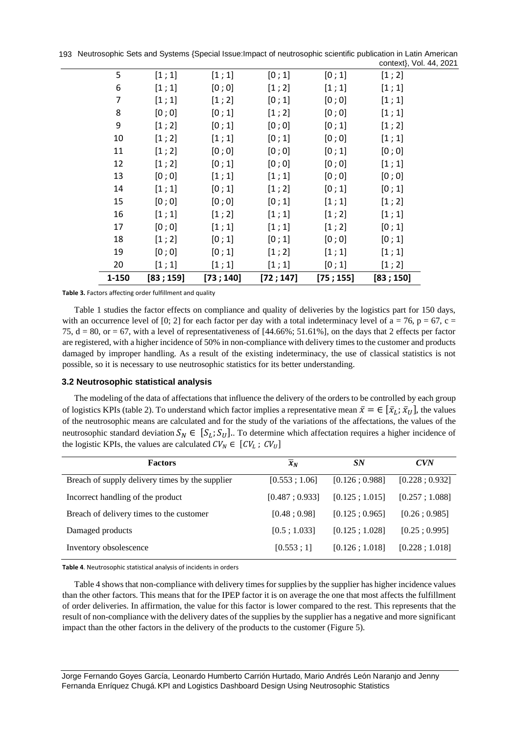| 5 | [1 ; 1] | [1 ; 1] | [0 ; 1] | [0 ; 1] | [1 ; 2] |
|---|---|---|---|---|---|
| 6 | [1 ; 1] | [0 ; 0] | [1 ; 2] | [1 ; 1] | [1 ; 1] |
| 7 | [1 ; 1] | [1 ; 2] | [0 ; 1] | [0 ; 0] | [1 ; 1] |
| 8 | [0 ; 0] | [0 ; 1] | [1 ; 2] | [0 ; 0] | [1 ; 1] |
| 9 | [1 ; 2] | [0 ; 1] | [0 ; 0] | [0 ; 1] | [1 ; 2] |
| 10 | [1 ; 2] | [1 ; 1] | [0 ; 1] | [0 ; 0] | [1 ; 1] |
| 11 | [1 ; 2] | [0 ; 0] | [0 ; 0] | [0 ; 1] | [0 ; 0] |
| 12 | [1 ; 2] | [0 ; 1] | [0 ; 0] | [0 ; 0] | [1 ; 1] |
| 13 | [0 ; 0] | [1 ; 1] | [1 ; 1] | [0 ; 0] | [0 ; 0] |
| 14 | [1 ; 1] | [0 ; 1] | [1 ; 2] | [0 ; 1] | [0 ; 1] |
| 15 | [0 ; 0] | [0 ; 0] | [0 ; 1] | [1 ; 1] | [1 ; 2] |
| 16 | [1 ; 1] | [1 ; 2] | [1 ; 1] | [1 ; 2] | [1 ; 1] |
| 17 | [0 ; 0] | [1 ; 1] | [1 ; 1] | [1 ; 2] | [0 ; 1] |
| 18 | [1 ; 2] | [0 ; 1] | [0 ; 1] | [0 ; 0] | [0 ; 1] |
| 19 | [0 ; 0] | [0 ; 1] | [1 ; 2] | [1 ; 1] | [1 ; 1] |
| 20 | [1 ; 1] | [1 ; 1] | [1 ; 1] | [0 ; 1] | [1 ; 2] |
| **1-150** | **[83 ; 159]** | **[73 ; 140]** | **[72 ; 147]** | **[75 ; 155]** | **[83 ; 150]** |

**Table 3.** Factors affecting order fulfillment and quality

Table 1 studies the factor effects on compliance and quality of deliveries by the logistics part for 150 days, with an occurrence level of [0; 2] for each factor per day with a total indeterminacy level of a = 76, p = 67, c = 75, d = 80, or = 67, with a level of representativeness of [44.66%; 51.61%], on the days that 2 effects per factor are registered, with a higher incidence of 50% in non-compliance with delivery times to the customer and products damaged by improper handling. As a result of the existing indeterminacy, the use of classical statistics is not possible, so it is necessary to use neutrosophic statistics for its better understanding.

### 3.2 Neutrosophic statistical analysis

The modeling of the data of affectations that influence the delivery of the orders to be controlled by each group of logistics KPIs (table 2). To understand which factor implies a representative mean $\bar{x} = \in [\bar{x}_L; \bar{x}_U]$, the values of the neutrosophic means are calculated and for the study of the variations of the affectations, the values of the neutrosophic standard deviation $S_N \in [S_L; S_U]$.. To determine which affectation requires a higher incidence of the logistic KPIs, the values are calculated $CV_N \in [CV_L ; CV_U]$

| Factors | $\bar{x}_N$ | *SN* | *CVN* |
|---|---|---|---|
| Breach of supply delivery times by the supplier | [0.553 ; 1.06] | [0.126 ; 0.988] | [0.228 ; 0.932] |
| Incorrect handling of the product | [0.487 ; 0.933] | [0.125 ; 1.015] | [0.257 ; 1.088] |
| Breach of delivery times to the customer | [0.48 ; 0.98] | [0.125 ; 0.965] | [0.26 ; 0.985] |
| Damaged products | [0.5 ; 1.033] | [0.125 ; 1.028] | [0.25 ; 0.995] |
| Inventory obsolescence | [0.553 ; 1] | [0.126 ; 1.018] | [0.228 ; 1.018] |

**Table 4**. Neutrosophic statistical analysis of incidents in orders

Table 4 shows that non-compliance with delivery times for supplies by the supplier has higher incidence values than the other factors. This means that for the IPEP factor it is on average the one that most affects the fulfillment of order deliveries. In affirmation, the value for this factor is lower compared to the rest. This represents that the result of non-compliance with the delivery dates of the supplies by the supplier has a negative and more significant impact than the other factors in the delivery of the products to the customer (Figure 5).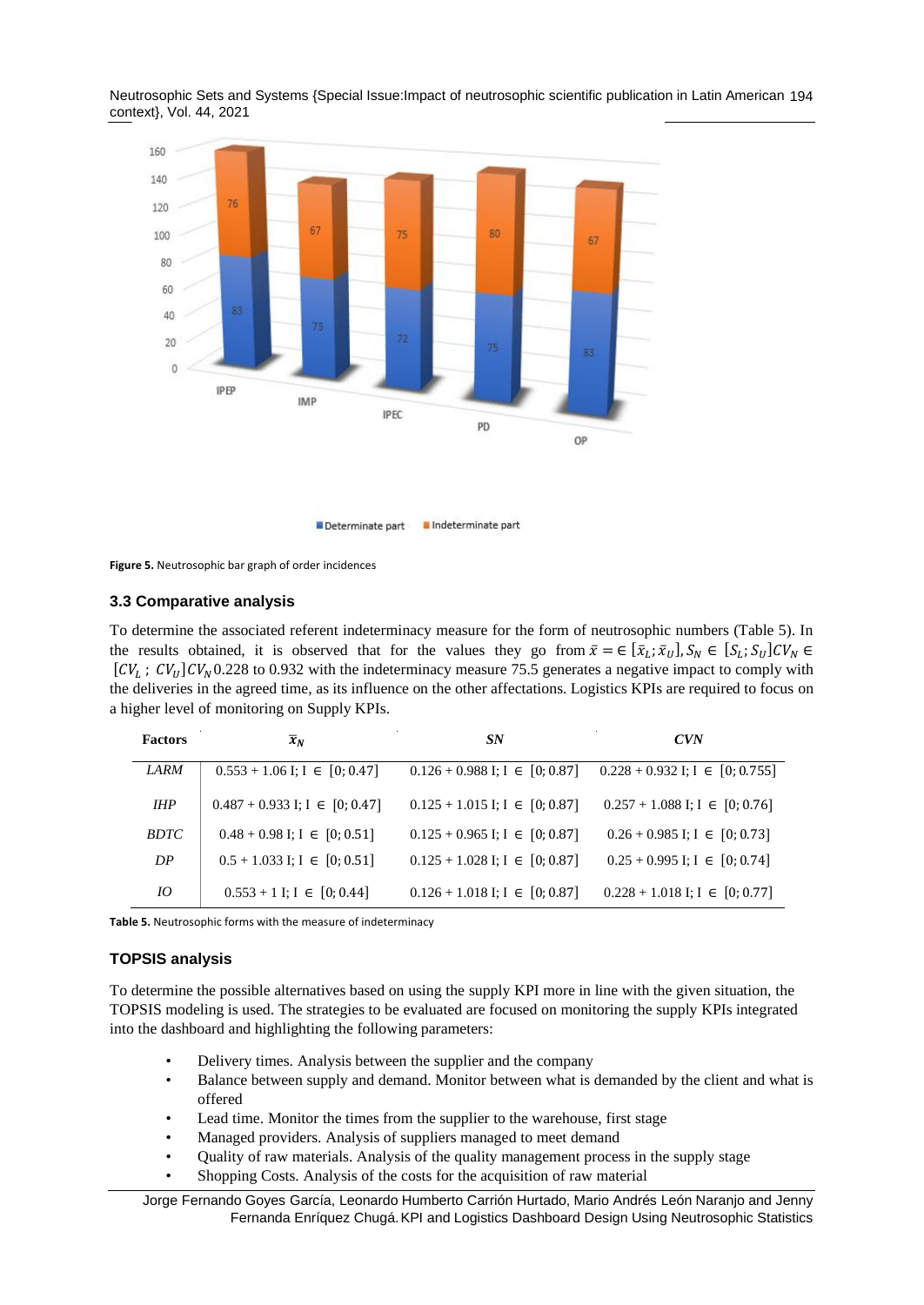Figure 5. Neutrosophic bar graph of order incidences

### 3.3 Comparative analysis

To determine the associated referent indeterminacy measure for the form of neutrosophic numbers (Table 5). In the results obtained, it is observed that for the values they go from $\bar{x} = \in [\bar{x}_L; \bar{x}_U], S_N \in [S_L; S_U] CV_N \in [CV_L\ ;\ CV_U] CV_N$ 0.228 to 0.932 with the indeterminacy measure 75.5 generates a negative impact to comply with the deliveries in the agreed time, as its influence on the other affectations. Logistics KPIs are required to focus on a higher level of monitoring on Supply KPIs.

| Factors | $\bar{x}_N$ | *SN* | *CVN* |
|---|---|---|---|
| *LARM* | 0.553 + 1.06 I; I $\in$ [0; 0.47] | 0.126 + 0.988 I; I $\in$ [0; 0.87] | 0.228 + 0.932 I; I $\in$ [0; 0.755] |
| *IHP* | 0.487 + 0.933 I; I $\in$ [0; 0.47] | 0.125 + 1.015 I; I $\in$ [0; 0.87] | 0.257 + 1.088 I; I $\in$ [0; 0.76] |
| *BDTC* | 0.48 + 0.98 I; I $\in$ [0; 0.51] | 0.125 + 0.965 I; I $\in$ [0; 0.87] | 0.26 + 0.985 I; I $\in$ [0; 0.73] |
| *DP* | 0.5 + 1.033 I; I $\in$ [0; 0.51] | 0.125 + 1.028 I; I $\in$ [0; 0.87] | 0.25 + 0.995 I; I $\in$ [0; 0.74] |
| *IO* | 0.553 + 1 I; I $\in$ [0; 0.44] | 0.126 + 1.018 I; I $\in$ [0; 0.87] | 0.228 + 1.018 I; I $\in$ [0; 0.77] |

Table 5. Neutrosophic forms with the measure of indeterminacy

### TOPSIS analysis

To determine the possible alternatives based on using the supply KPI more in line with the given situation, the TOPSIS modeling is used. The strategies to be evaluated are focused on monitoring the supply KPIs integrated into the dashboard and highlighting the following parameters:

- Delivery times. Analysis between the supplier and the company
- Balance between supply and demand. Monitor between what is demanded by the client and what is offered
- Lead time. Monitor the times from the supplier to the warehouse, first stage
- Managed providers. Analysis of suppliers managed to meet demand
- Quality of raw materials. Analysis of the quality management process in the supply stage
- Shopping Costs. Analysis of the costs for the acquisition of raw material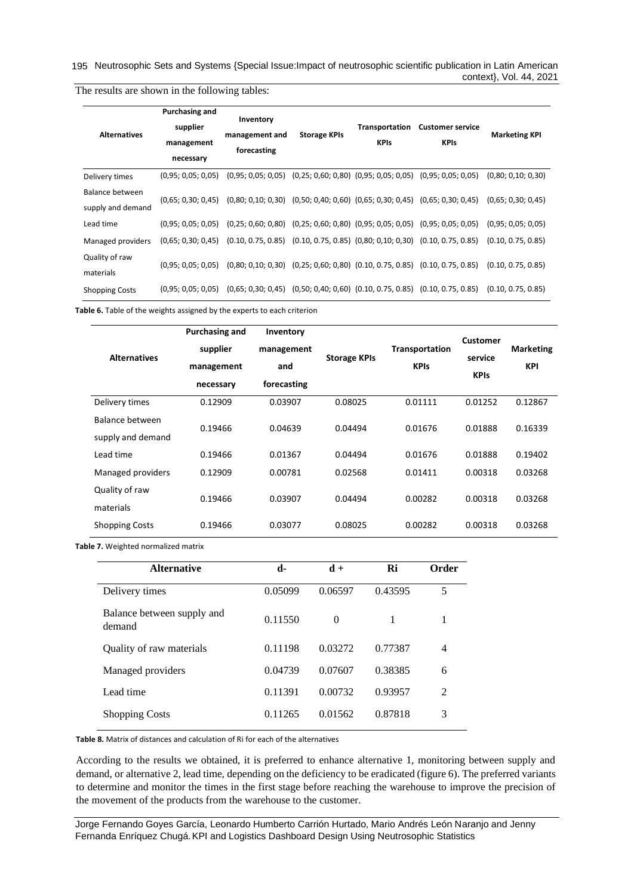The results are shown in the following tables:

| Alternatives | Purchasing and supplier management necessary | Inventory management and forecasting | Storage KPIs | Transportation KPIs | Customer service KPIs | Marketing KPI |
|---|---|---|---|---|---|---|
| Delivery times | (0,95; 0,05; 0,05) | (0,95; 0,05; 0,05) | (0,25; 0,60; 0,80) | (0,95; 0,05; 0,05) | (0,95; 0,05; 0,05) | (0,80; 0,10; 0,30) |
| Balance between supply and demand | (0,65; 0,30; 0,45) | (0,80; 0,10; 0,30) | (0,50; 0,40; 0,60) | (0,65; 0,30; 0,45) | (0,65; 0,30; 0,45) | (0,65; 0,30; 0,45) |
| Lead time | (0,95; 0,05; 0,05) | (0,25; 0,60; 0,80) | (0,25; 0,60; 0,80) | (0,95; 0,05; 0,05) | (0,95; 0,05; 0,05) | (0,95; 0,05; 0,05) |
| Managed providers | (0,65; 0,30; 0,45) | (0.10, 0.75, 0.85) | (0.10, 0.75, 0.85) | (0,80; 0,10; 0,30) | (0.10, 0.75, 0.85) | (0.10, 0.75, 0.85) |
| Quality of raw materials | (0,95; 0,05; 0,05) | (0,80; 0,10; 0,30) | (0,25; 0,60; 0,80) | (0.10, 0.75, 0.85) | (0.10, 0.75, 0.85) | (0.10, 0.75, 0.85) |
| Shopping Costs | (0,95; 0,05; 0,05) | (0,65; 0,30; 0,45) | (0,50; 0,40; 0,60) | (0.10, 0.75, 0.85) | (0.10, 0.75, 0.85) | (0.10, 0.75, 0.85) |

**Table 6.** Table of the weights assigned by the experts to each criterion

| Alternatives | Purchasing and supplier management necessary | Inventory management and forecasting | Storage KPIs | Transportation KPIs | Customer service KPIs | Marketing KPI |
|---|---|---|---|---|---|---|
| Delivery times | 0.12909 | 0.03907 | 0.08025 | 0.01111 | 0.01252 | 0.12867 |
| Balance between supply and demand | 0.19466 | 0.04639 | 0.04494 | 0.01676 | 0.01888 | 0.16339 |
| Lead time | 0.19466 | 0.01367 | 0.04494 | 0.01676 | 0.01888 | 0.19402 |
| Managed providers | 0.12909 | 0.00781 | 0.02568 | 0.01411 | 0.00318 | 0.03268 |
| Quality of raw materials | 0.19466 | 0.03907 | 0.04494 | 0.00282 | 0.00318 | 0.03268 |
| Shopping Costs | 0.19466 | 0.03077 | 0.08025 | 0.00282 | 0.00318 | 0.03268 |

**Table 7.** Weighted normalized matrix

| Alternative | d- | d + | Ri | Order |
|---|---|---|---|---|
| Delivery times | 0.05099 | 0.06597 | 0.43595 | 5 |
| Balance between supply and demand | 0.11550 | 0 | 1 | 1 |
| Quality of raw materials | 0.11198 | 0.03272 | 0.77387 | 4 |
| Managed providers | 0.04739 | 0.07607 | 0.38385 | 6 |
| Lead time | 0.11391 | 0.00732 | 0.93957 | 2 |
| Shopping Costs | 0.11265 | 0.01562 | 0.87818 | 3 |

**Table 8.** Matrix of distances and calculation of Ri for each of the alternatives

According to the results we obtained, it is preferred to enhance alternative 1, monitoring between supply and demand, or alternative 2, lead time, depending on the deficiency to be eradicated (figure 6). The preferred variants to determine and monitor the times in the first stage before reaching the warehouse to improve the precision of the movement of the products from the warehouse to the customer.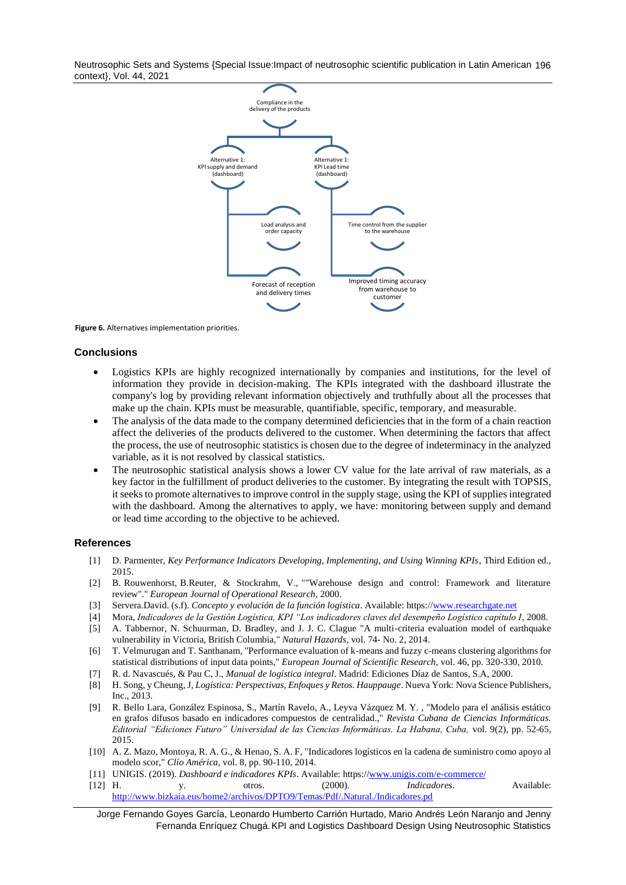Compliance in the delivery of the products

Alternative 1: KPI supply and demand (dashboard)

Alternative 1: KPI Lead time (dashboard)

Load analysis and order capacity

Time control from the supplier to the warehouse

Forecast of reception and delivery times

Improved timing accuracy from warehouse to customer

**Figure 6.** Alternatives implementation priorities.

## Conclusions

- Logistics KPIs are highly recognized internationally by companies and institutions, for the level of information they provide in decision-making. The KPIs integrated with the dashboard illustrate the company's log by providing relevant information objectively and truthfully about all the processes that make up the chain. KPIs must be measurable, quantifiable, specific, temporary, and measurable.
- The analysis of the data made to the company determined deficiencies that in the form of a chain reaction affect the deliveries of the products delivered to the customer. When determining the factors that affect the process, the use of neutrosophic statistics is chosen due to the degree of indeterminacy in the analyzed variable, as it is not resolved by classical statistics.
- The neutrosophic statistical analysis shows a lower CV value for the late arrival of raw materials, as a key factor in the fulfillment of product deliveries to the customer. By integrating the result with TOPSIS, it seeks to promote alternatives to improve control in the supply stage, using the KPI of supplies integrated with the dashboard. Among the alternatives to apply, we have: monitoring between supply and demand or lead time according to the objective to be achieved.

## References

[1] D. Parmenter, *Key Performance Indicators Developing, Implementing, and Using Winning KPIs*, Third Edition ed., 2015.

[2] B. Rouwenhorst, B.Reuter, & Stockrahm, V., ""Warehouse design and control: Framework and literature review"." *European Journal of Operational Research*, 2000.

[3] Servera.David. (s.f). *Concepto y evolución de la función logística*. Available: https://www.researchgate.net

[4] Mora, *Indicadores de la Gestión Logística, KPI "Los indicadores claves del desempeño Logístico capítulo I*, 2008.

[5] A. Tabbernor, N. Schuurman, D. Bradley, and J. J. C. Clague "A multi-criteria evaluation model of earthquake vulnerability in Victoria, British Columbia," *Natural Hazards*, vol. 74- No. 2, 2014.

[6] T. Velmurugan and T. Santhanam, "Performance evaluation of k-means and fuzzy c-means clustering algorithms for statistical distributions of input data points," *European Journal of Scientific Research*, vol. 46, pp. 320-330, 2010.

[7] R. d. Navascués, & Pau C, J., *Manual de logística integral*. Madrid: Ediciones Díaz de Santos, S.A, 2000.

[8] H. Song, y Cheung, J, *Logística: Perspectivas, Enfoques y Retos. Hauppauge*. Nueva York: Nova Science Publishers, Inc., 2013.

[9] R. Bello Lara, González Espinosa, S., Martín Ravelo, A., Leyva Vázquez M. Y. , "Modelo para el análisis estático en grafos difusos basado en indicadores compuestos de centralidad.," *Revista Cubana de Ciencias Informáticas. Editorial "Ediciones Futuro" Universidad de las Ciencias Informáticas. La Habana, Cuba,* vol. 9(2), pp. 52-65, 2015.

[10] A. Z. Mazo, Montoya, R. A. G., & Henao, S. A. F, "Indicadores logísticos en la cadena de suministro como apoyo al modelo scor," *Clío América,* vol. 8, pp. 90-110, 2014.

[11] UNIGIS. (2019). *Dashboard e indicadores KPIs*. Available: https://www.unigis.com/e-commerce/

[12] H. y. otros. (2000). *Indicadores*. Available: http://www.bizkaia.eus/home2/archivos/DPTO9/Temas/Pdf/.Natural./Indicadores.pd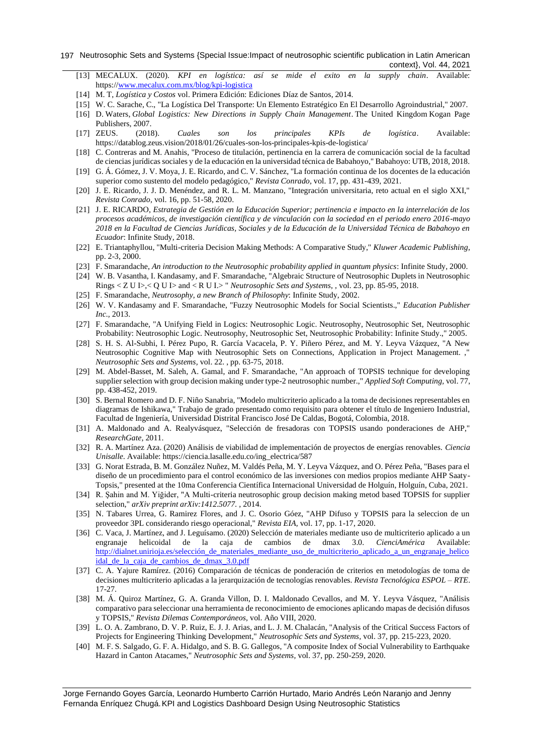[13] MECALUX. (2020). *KPI en logística: así se mide el exito en la supply chain*. Available: https://www.mecalux.com.mx/blog/kpi-logistica

[14] M. T, *Logística y Costos* vol. Primera Edición: Ediciones Díaz de Santos, 2014.

[15] W. C. Sarache, C., "La Logística Del Transporte: Un Elemento Estratégico En El Desarrollo Agroindustrial," 2007.

[16] D. Waters, *Global Logistics: New Directions in Supply Chain Management*. The United Kingdom Kogan Page Publishers, 2007.

[17] ZEUS. (2018). *Cuales son los principales KPIs de logística*. Available: https://datablog.zeus.vision/2018/01/26/cuales-son-los-principales-kpis-de-logistica/

[18] C. Contreras and M. Anahis, "Proceso de titulación, pertinencia en la carrera de comunicación social de la facultad de ciencias jurídicas sociales y de la educación en la universidad técnica de Babahoyo," Babahoyo: UTB, 2018, 2018.

[19] G. Á. Gómez, J. V. Moya, J. E. Ricardo, and C. V. Sánchez, "La formación continua de los docentes de la educación superior como sustento del modelo pedagógico," *Revista Conrado*, vol. 17, pp. 431-439, 2021.

[20] J. E. Ricardo, J. J. D. Menéndez, and R. L. M. Manzano, "Integración universitaria, reto actual en el siglo XXI," *Revista Conrado*, vol. 16, pp. 51-58, 2020.

[21] J. E. RICARDO, *Estrategia de Gestión en la Educación Superior; pertinencia e impacto en la interrelación de los procesos académicos, de investigación científica y de vinculación con la sociedad en el periodo enero 2016-mayo 2018 en la Facultad de Ciencias Jurídicas, Sociales y de la Educación de la Universidad Técnica de Babahoyo en Ecuador*: Infinite Study, 2018.

[22] E. Triantaphyllou, "Multi-criteria Decision Making Methods: A Comparative Study," *Kluwer Academic Publishing*, pp. 2-3, 2000.

[23] F. Smarandache, *An introduction to the Neutrosophic probability applied in quantum physics*: Infinite Study, 2000.

[24] W. B. Vasantha, I. Kandasamy, and F. Smarandache, "Algebraic Structure of Neutrosophic Duplets in Neutrosophic Rings < Z U I>,< Q U I> and < R U I.> " *Neutrosophic Sets and Systems*, , vol. 23, pp. 85-95, 2018.

[25] F. Smarandache, *Neutrosophy, a new Branch of Philosophy*: Infinite Study, 2002.

[26] W. V. Kandasamy and F. Smarandache, "Fuzzy Neutrosophic Models for Social Scientists.," *Education Publisher Inc.*, 2013.

[27] F. Smarandache, "A Unifying Field in Logics: Neutrosophic Logic. Neutrosophy, Neutrosophic Set, Neutrosophic Probability: Neutrosophic Logic. Neutrosophy, Neutrosophic Set, Neutrosophic Probability: Infinite Study.," 2005.

[28] S. H. S. Al-Subhi, I. Pérez Pupo, R. García Vacacela, P. Y. Piñero Pérez, and M. Y. Leyva Vázquez, "A New Neutrosophic Cognitive Map with Neutrosophic Sets on Connections, Application in Project Management. ," *Neutrosophic Sets and Systems*, vol. 22. , pp. 63-75, 2018.

[29] M. Abdel-Basset, M. Saleh, A. Gamal, and F. Smarandache, "An approach of TOPSIS technique for developing supplier selection with group decision making under type-2 neutrosophic number.," *Applied Soft Computing*, vol. 77, pp. 438-452, 2019.

[30] S. Bernal Romero and D. F. Niño Sanabria, "Modelo multicriterio aplicado a la toma de decisiones representables en diagramas de Ishikawa," Trabajo de grado presentado como requisito para obtener el título de Ingeniero Industrial, Facultad de Ingeniería, Universidad Distrital Francisco José De Caldas, Bogotá, Colombia, 2018.

[31] A. Maldonado and A. Realyvásquez, "Selección de fresadoras con TOPSIS usando ponderaciones de AHP," *ResearchGate*, 2011.

[32] R. A. Martínez Aza. (2020) Análisis de viabilidad de implementación de proyectos de energías renovables. *Ciencia Unisalle*. Available: https://ciencia.lasalle.edu.co/ing_electrica/587

[33] G. Norat Estrada, B. M. González Nuñez, M. Valdés Peña, M. Y. Leyva Vázquez, and O. Pérez Peña, "Bases para el diseño de un procedimiento para el control económico de las inversiones con medios propios mediante AHP Saaty-Topsis," presented at the 10ma Conferencia Científica Internacional Universidad de Holguín, Holguín, Cuba, 2021.

[34] R. Şahin and M. Yiğider, "A Multi-criteria neutrosophic group decision making metod based TOPSIS for supplier selection," *arXiv preprint arXiv:1412.5077.* , 2014.

[35] N. Tabares Urrea, G. Ramirez Flores, and J. C. Osorio Góez, "AHP Difuso y TOPSIS para la seleccion de un proveedor 3PL considerando riesgo operacional," *Revista EIA*, vol. 17, pp. 1-17, 2020.

[36] C. Vaca, J. Martínez, and J. Leguísamo. (2020) Selección de materiales mediante uso de multicriterio aplicado a un engranaje helicoidal de la caja de cambios de dmax 3.0. *CienciAmérica* Available: http://dialnet.unirioja.es/selección_de_materiales_mediante_uso_de_multicriterio_aplicado_a_un_engranaje_helicoidal_de_la_caja_de_cambios_de_dmax_3.0.pdf

[37] C. A. Yajure Ramírez. (2016) Comparación de técnicas de ponderación de criterios en metodologías de toma de decisiones multicriterio aplicadas a la jerarquización de tecnologías renovables. *Revista Tecnológica ESPOL – RTE*. 17-27.

[38] M. Á. Quiroz Martínez, G. A. Granda Villon, D. I. Maldonado Cevallos, and M. Y. Leyva Vásquez, "Análisis comparativo para seleccionar una herramienta de reconocimiento de emociones aplicando mapas de decisión difusos y TOPSIS," *Revista Dilemas Contemporáneos*, vol. Año VIII, 2020.

[39] L. O. A. Zambrano, D. V. P. Ruiz, E. J. J. Arias, and L. J. M. Chalacán, "Analysis of the Critical Success Factors of Projects for Engineering Thinking Development," *Neutrosophic Sets and Systems*, vol. 37, pp. 215-223, 2020.

[40] M. F. S. Salgado, G. F. A. Hidalgo, and S. B. G. Gallegos, "A composite Index of Social Vulnerability to Earthquake Hazard in Canton Atacames," *Neutrosophic Sets and Systems*, vol. 37, pp. 250-259, 2020.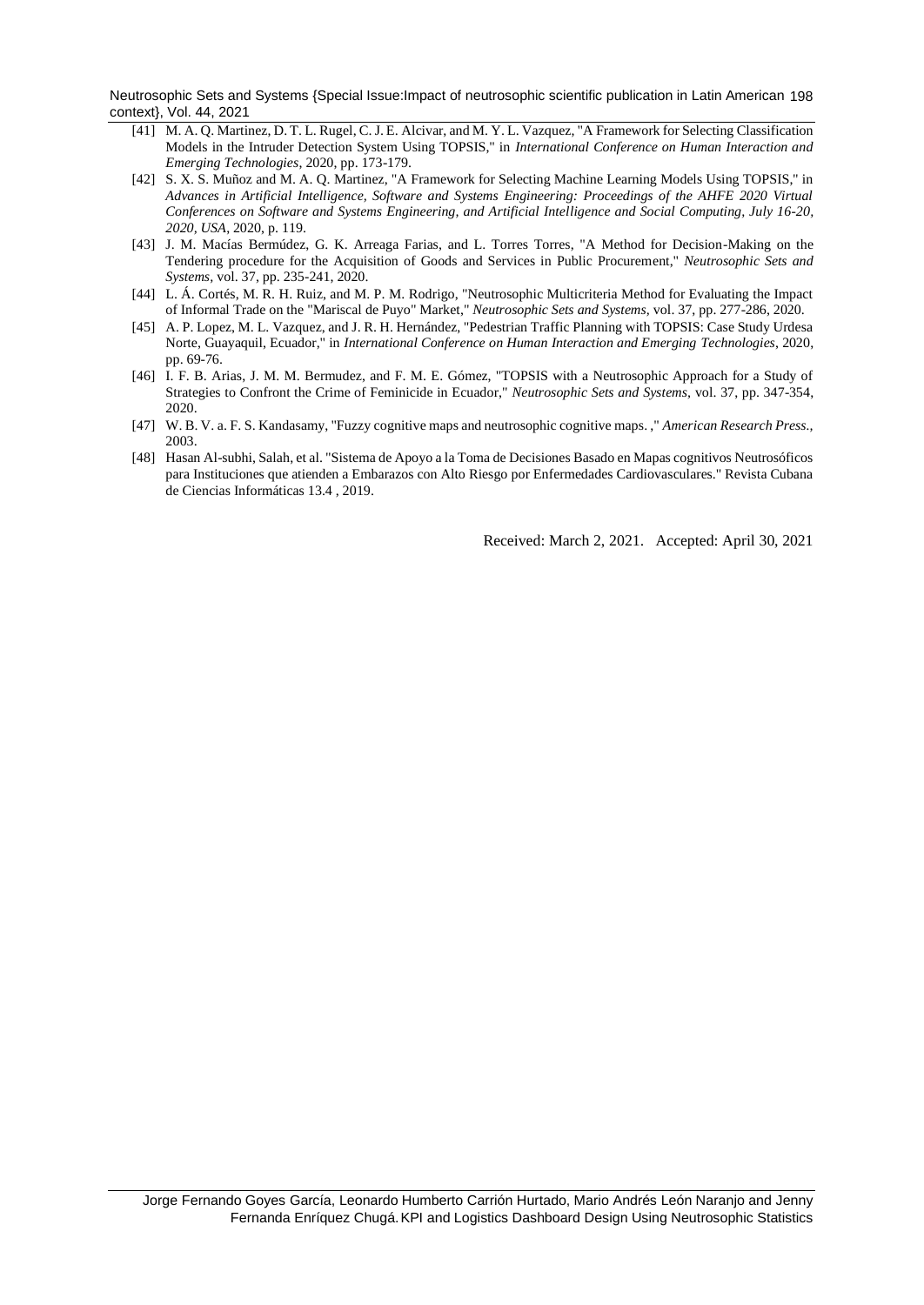[41] M. A. Q. Martinez, D. T. L. Rugel, C. J. E. Alcivar, and M. Y. L. Vazquez, "A Framework for Selecting Classification Models in the Intruder Detection System Using TOPSIS," in *International Conference on Human Interaction and Emerging Technologies*, 2020, pp. 173-179.

[42] S. X. S. Muñoz and M. A. Q. Martinez, "A Framework for Selecting Machine Learning Models Using TOPSIS," in *Advances in Artificial Intelligence, Software and Systems Engineering: Proceedings of the AHFE 2020 Virtual Conferences on Software and Systems Engineering, and Artificial Intelligence and Social Computing, July 16-20, 2020, USA*, 2020, p. 119.

[43] J. M. Macías Bermúdez, G. K. Arreaga Farias, and L. Torres Torres, "A Method for Decision-Making on the Tendering procedure for the Acquisition of Goods and Services in Public Procurement," *Neutrosophic Sets and Systems*, vol. 37, pp. 235-241, 2020.

[44] L. Á. Cortés, M. R. H. Ruiz, and M. P. M. Rodrigo, "Neutrosophic Multicriteria Method for Evaluating the Impact of Informal Trade on the "Mariscal de Puyo" Market," *Neutrosophic Sets and Systems*, vol. 37, pp. 277-286, 2020.

[45] A. P. Lopez, M. L. Vazquez, and J. R. H. Hernández, "Pedestrian Traffic Planning with TOPSIS: Case Study Urdesa Norte, Guayaquil, Ecuador," in *International Conference on Human Interaction and Emerging Technologies*, 2020, pp. 69-76.

[46] I. F. B. Arias, J. M. M. Bermudez, and F. M. E. Gómez, "TOPSIS with a Neutrosophic Approach for a Study of Strategies to Confront the Crime of Feminicide in Ecuador," *Neutrosophic Sets and Systems*, vol. 37, pp. 347-354, 2020.

[47] W. B. V. a. F. S. Kandasamy, "Fuzzy cognitive maps and neutrosophic cognitive maps. ," *American Research Press.*, 2003.

[48] Hasan Al-subhi, Salah, et al. "Sistema de Apoyo a la Toma de Decisiones Basado en Mapas cognitivos Neutrosóficos para Instituciones que atienden a Embarazos con Alto Riesgo por Enfermedades Cardiovasculares." Revista Cubana de Ciencias Informáticas 13.4 , 2019.

Received: March 2, 2021. Accepted: April 30, 2021